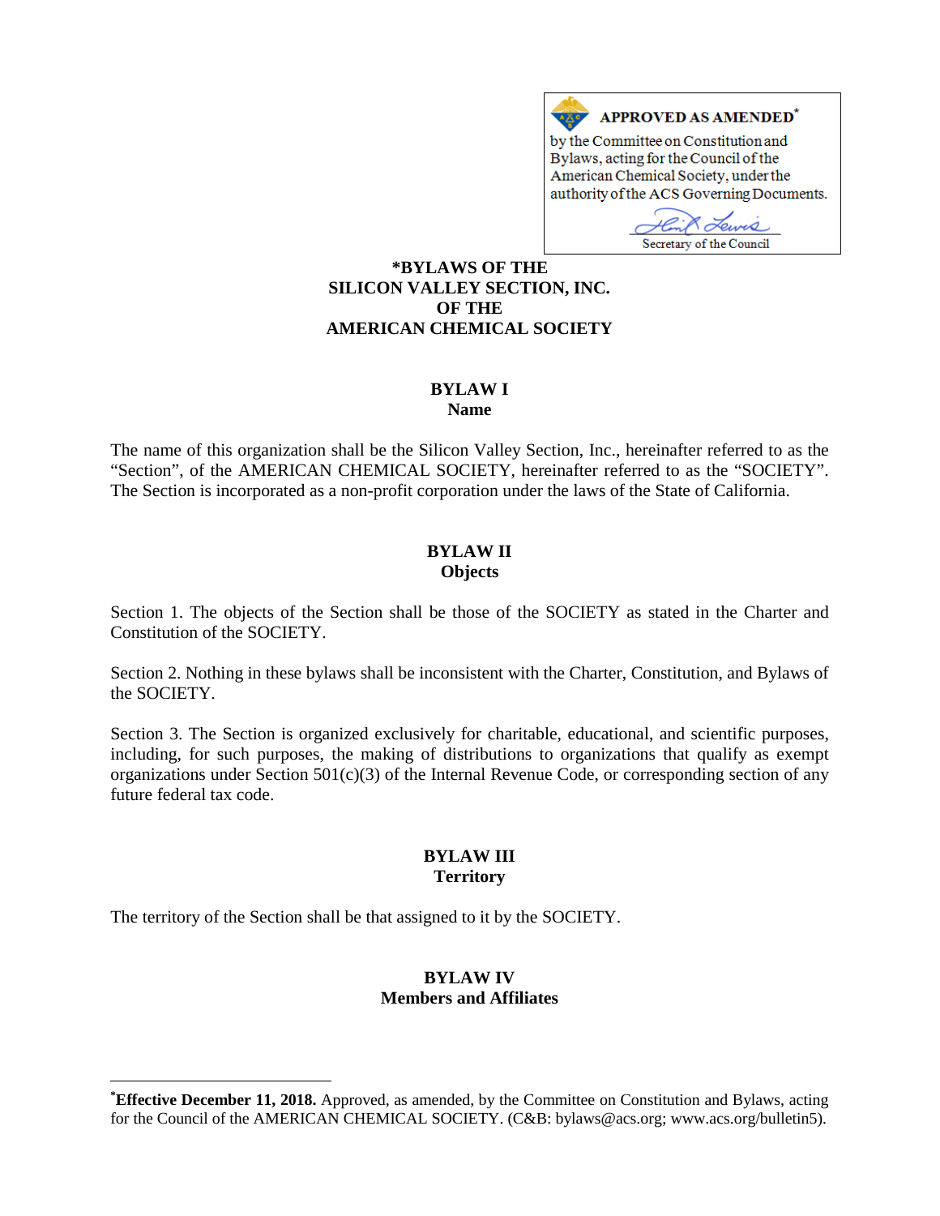**APPROVED AS AMENDED***
by the Committee on Constitution and Bylaws, acting for the Council of the American Chemical Society, under the authority of the ACS Governing Documents.

Secretary of the Council

# *BYLAWS OF THE SILICON VALLEY SECTION, INC. OF THE AMERICAN CHEMICAL SOCIETY

## BYLAW I
### Name

The name of this organization shall be the Silicon Valley Section, Inc., hereinafter referred to as the "Section", of the AMERICAN CHEMICAL SOCIETY, hereinafter referred to as the "SOCIETY". The Section is incorporated as a non-profit corporation under the laws of the State of California.

## BYLAW II
### Objects

Section 1. The objects of the Section shall be those of the SOCIETY as stated in the Charter and Constitution of the SOCIETY.

Section 2. Nothing in these bylaws shall be inconsistent with the Charter, Constitution, and Bylaws of the SOCIETY.

Section 3. The Section is organized exclusively for charitable, educational, and scientific purposes, including, for such purposes, the making of distributions to organizations that qualify as exempt organizations under Section 501(c)(3) of the Internal Revenue Code, or corresponding section of any future federal tax code.

## BYLAW III
### Territory

The territory of the Section shall be that assigned to it by the SOCIETY.

## BYLAW IV
### Members and Affiliates

---

***Effective December 11, 2018.** Approved, as amended, by the Committee on Constitution and Bylaws, acting for the Council of the AMERICAN CHEMICAL SOCIETY. (C&B: bylaws@acs.org; www.acs.org/bulletin5).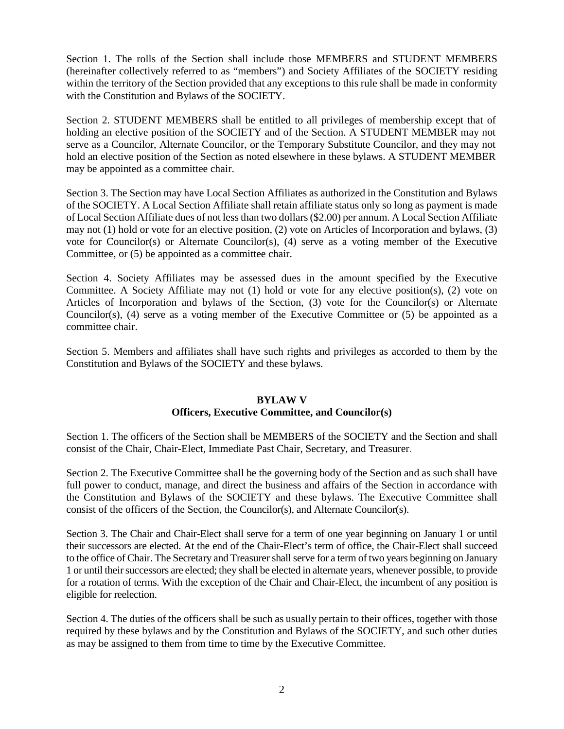Section 1. The rolls of the Section shall include those MEMBERS and STUDENT MEMBERS (hereinafter collectively referred to as "members") and Society Affiliates of the SOCIETY residing within the territory of the Section provided that any exceptions to this rule shall be made in conformity with the Constitution and Bylaws of the SOCIETY.

Section 2. STUDENT MEMBERS shall be entitled to all privileges of membership except that of holding an elective position of the SOCIETY and of the Section. A STUDENT MEMBER may not serve as a Councilor, Alternate Councilor, or the Temporary Substitute Councilor, and they may not hold an elective position of the Section as noted elsewhere in these bylaws. A STUDENT MEMBER may be appointed as a committee chair.

Section 3. The Section may have Local Section Affiliates as authorized in the Constitution and Bylaws of the SOCIETY. A Local Section Affiliate shall retain affiliate status only so long as payment is made of Local Section Affiliate dues of not less than two dollars ($2.00) per annum. A Local Section Affiliate may not (1) hold or vote for an elective position, (2) vote on Articles of Incorporation and bylaws, (3) vote for Councilor(s) or Alternate Councilor(s), (4) serve as a voting member of the Executive Committee, or (5) be appointed as a committee chair.

Section 4. Society Affiliates may be assessed dues in the amount specified by the Executive Committee. A Society Affiliate may not (1) hold or vote for any elective position(s), (2) vote on Articles of Incorporation and bylaws of the Section, (3) vote for the Councilor(s) or Alternate Councilor(s), (4) serve as a voting member of the Executive Committee or (5) be appointed as a committee chair.

Section 5. Members and affiliates shall have such rights and privileges as accorded to them by the Constitution and Bylaws of the SOCIETY and these bylaws.

## BYLAW V
## Officers, Executive Committee, and Councilor(s)

Section 1. The officers of the Section shall be MEMBERS of the SOCIETY and the Section and shall consist of the Chair, Chair-Elect, Immediate Past Chair, Secretary, and Treasurer.

Section 2. The Executive Committee shall be the governing body of the Section and as such shall have full power to conduct, manage, and direct the business and affairs of the Section in accordance with the Constitution and Bylaws of the SOCIETY and these bylaws. The Executive Committee shall consist of the officers of the Section, the Councilor(s), and Alternate Councilor(s).

Section 3. The Chair and Chair-Elect shall serve for a term of one year beginning on January 1 or until their successors are elected. At the end of the Chair-Elect's term of office, the Chair-Elect shall succeed to the office of Chair. The Secretary and Treasurer shall serve for a term of two years beginning on January 1 or until their successors are elected; they shall be elected in alternate years, whenever possible, to provide for a rotation of terms. With the exception of the Chair and Chair-Elect, the incumbent of any position is eligible for reelection.

Section 4. The duties of the officers shall be such as usually pertain to their offices, together with those required by these bylaws and by the Constitution and Bylaws of the SOCIETY, and such other duties as may be assigned to them from time to time by the Executive Committee.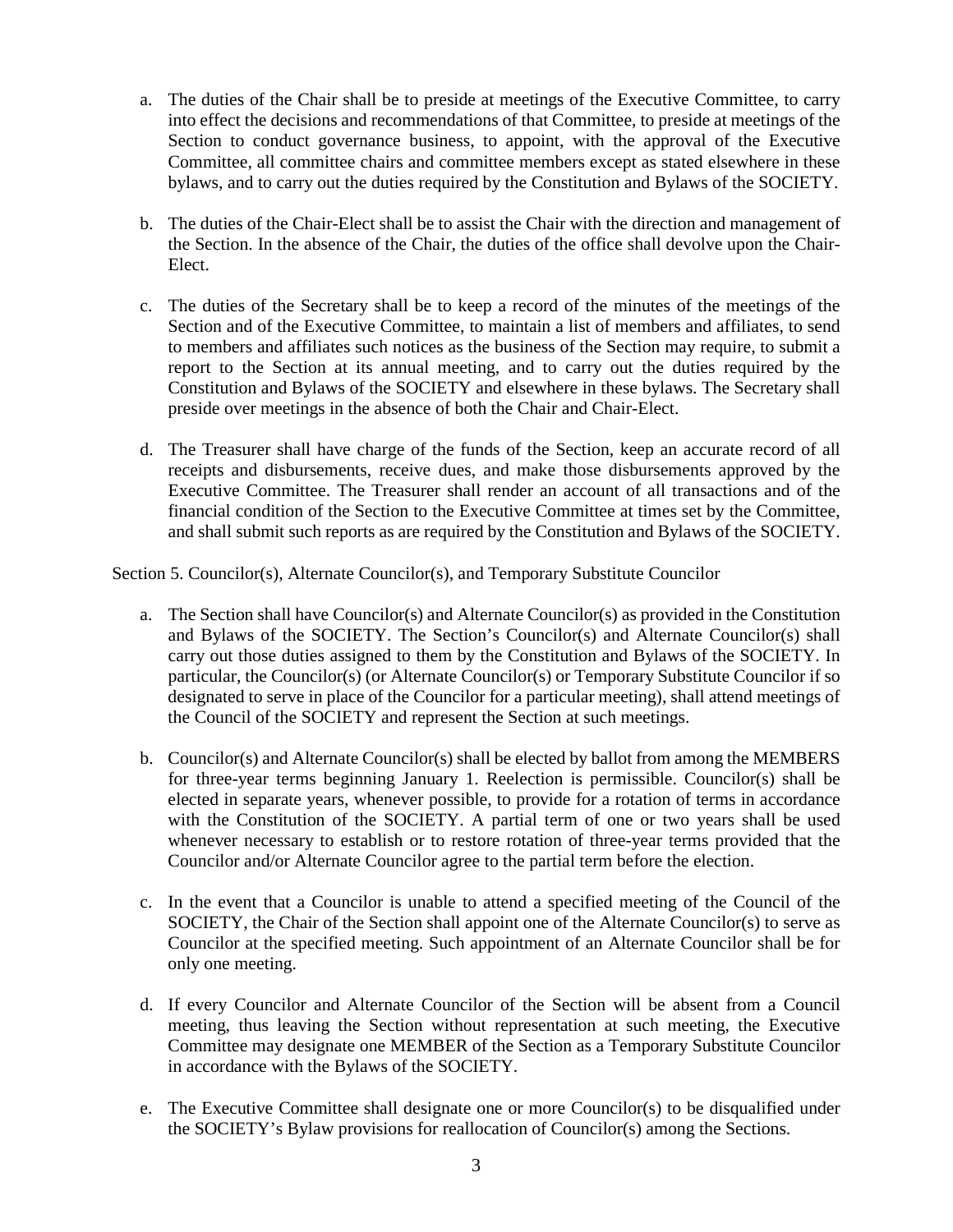a. The duties of the Chair shall be to preside at meetings of the Executive Committee, to carry into effect the decisions and recommendations of that Committee, to preside at meetings of the Section to conduct governance business, to appoint, with the approval of the Executive Committee, all committee chairs and committee members except as stated elsewhere in these bylaws, and to carry out the duties required by the Constitution and Bylaws of the SOCIETY.

b. The duties of the Chair-Elect shall be to assist the Chair with the direction and management of the Section. In the absence of the Chair, the duties of the office shall devolve upon the Chair-Elect.

c. The duties of the Secretary shall be to keep a record of the minutes of the meetings of the Section and of the Executive Committee, to maintain a list of members and affiliates, to send to members and affiliates such notices as the business of the Section may require, to submit a report to the Section at its annual meeting, and to carry out the duties required by the Constitution and Bylaws of the SOCIETY and elsewhere in these bylaws. The Secretary shall preside over meetings in the absence of both the Chair and Chair-Elect.

d. The Treasurer shall have charge of the funds of the Section, keep an accurate record of all receipts and disbursements, receive dues, and make those disbursements approved by the Executive Committee. The Treasurer shall render an account of all transactions and of the financial condition of the Section to the Executive Committee at times set by the Committee, and shall submit such reports as are required by the Constitution and Bylaws of the SOCIETY.

Section 5. Councilor(s), Alternate Councilor(s), and Temporary Substitute Councilor

a. The Section shall have Councilor(s) and Alternate Councilor(s) as provided in the Constitution and Bylaws of the SOCIETY. The Section's Councilor(s) and Alternate Councilor(s) shall carry out those duties assigned to them by the Constitution and Bylaws of the SOCIETY. In particular, the Councilor(s) (or Alternate Councilor(s) or Temporary Substitute Councilor if so designated to serve in place of the Councilor for a particular meeting), shall attend meetings of the Council of the SOCIETY and represent the Section at such meetings.

b. Councilor(s) and Alternate Councilor(s) shall be elected by ballot from among the MEMBERS for three-year terms beginning January 1. Reelection is permissible. Councilor(s) shall be elected in separate years, whenever possible, to provide for a rotation of terms in accordance with the Constitution of the SOCIETY. A partial term of one or two years shall be used whenever necessary to establish or to restore rotation of three-year terms provided that the Councilor and/or Alternate Councilor agree to the partial term before the election.

c. In the event that a Councilor is unable to attend a specified meeting of the Council of the SOCIETY, the Chair of the Section shall appoint one of the Alternate Councilor(s) to serve as Councilor at the specified meeting. Such appointment of an Alternate Councilor shall be for only one meeting.

d. If every Councilor and Alternate Councilor of the Section will be absent from a Council meeting, thus leaving the Section without representation at such meeting, the Executive Committee may designate one MEMBER of the Section as a Temporary Substitute Councilor in accordance with the Bylaws of the SOCIETY.

e. The Executive Committee shall designate one or more Councilor(s) to be disqualified under the SOCIETY's Bylaw provisions for reallocation of Councilor(s) among the Sections.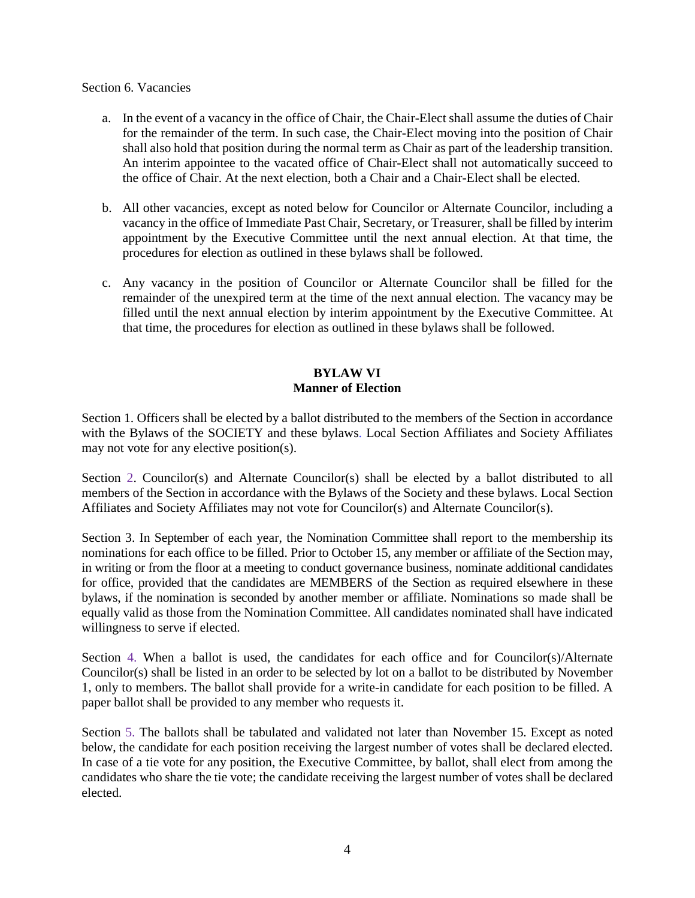Section 6. Vacancies

a. In the event of a vacancy in the office of Chair, the Chair-Elect shall assume the duties of Chair for the remainder of the term. In such case, the Chair-Elect moving into the position of Chair shall also hold that position during the normal term as Chair as part of the leadership transition. An interim appointee to the vacated office of Chair-Elect shall not automatically succeed to the office of Chair. At the next election, both a Chair and a Chair-Elect shall be elected.

b. All other vacancies, except as noted below for Councilor or Alternate Councilor, including a vacancy in the office of Immediate Past Chair, Secretary, or Treasurer, shall be filled by interim appointment by the Executive Committee until the next annual election. At that time, the procedures for election as outlined in these bylaws shall be followed.

c. Any vacancy in the position of Councilor or Alternate Councilor shall be filled for the remainder of the unexpired term at the time of the next annual election. The vacancy may be filled until the next annual election by interim appointment by the Executive Committee. At that time, the procedures for election as outlined in these bylaws shall be followed.

## BYLAW VI
## Manner of Election

Section 1. Officers shall be elected by a ballot distributed to the members of the Section in accordance with the Bylaws of the SOCIETY and these bylaws. Local Section Affiliates and Society Affiliates may not vote for any elective position(s).

Section 2. Councilor(s) and Alternate Councilor(s) shall be elected by a ballot distributed to all members of the Section in accordance with the Bylaws of the Society and these bylaws. Local Section Affiliates and Society Affiliates may not vote for Councilor(s) and Alternate Councilor(s).

Section 3. In September of each year, the Nomination Committee shall report to the membership its nominations for each office to be filled. Prior to October 15, any member or affiliate of the Section may, in writing or from the floor at a meeting to conduct governance business, nominate additional candidates for office, provided that the candidates are MEMBERS of the Section as required elsewhere in these bylaws, if the nomination is seconded by another member or affiliate. Nominations so made shall be equally valid as those from the Nomination Committee. All candidates nominated shall have indicated willingness to serve if elected.

Section 4. When a ballot is used, the candidates for each office and for Councilor(s)/Alternate Councilor(s) shall be listed in an order to be selected by lot on a ballot to be distributed by November 1, only to members. The ballot shall provide for a write-in candidate for each position to be filled. A paper ballot shall be provided to any member who requests it.

Section 5. The ballots shall be tabulated and validated not later than November 15. Except as noted below, the candidate for each position receiving the largest number of votes shall be declared elected. In case of a tie vote for any position, the Executive Committee, by ballot, shall elect from among the candidates who share the tie vote; the candidate receiving the largest number of votes shall be declared elected.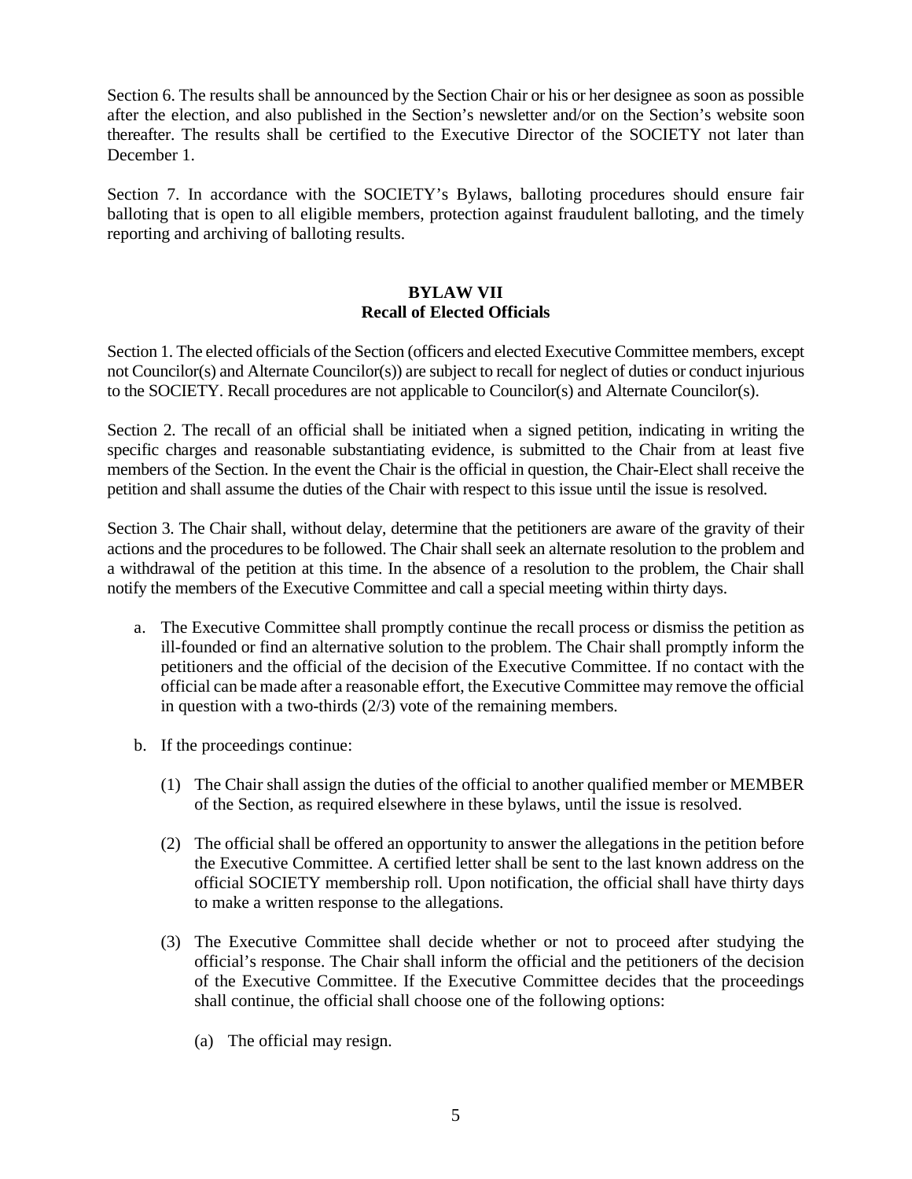Section 6. The results shall be announced by the Section Chair or his or her designee as soon as possible after the election, and also published in the Section's newsletter and/or on the Section's website soon thereafter. The results shall be certified to the Executive Director of the SOCIETY not later than December 1.

Section 7. In accordance with the SOCIETY's Bylaws, balloting procedures should ensure fair balloting that is open to all eligible members, protection against fraudulent balloting, and the timely reporting and archiving of balloting results.

## BYLAW VII
## Recall of Elected Officials

Section 1. The elected officials of the Section (officers and elected Executive Committee members, except not Councilor(s) and Alternate Councilor(s)) are subject to recall for neglect of duties or conduct injurious to the SOCIETY. Recall procedures are not applicable to Councilor(s) and Alternate Councilor(s).

Section 2. The recall of an official shall be initiated when a signed petition, indicating in writing the specific charges and reasonable substantiating evidence, is submitted to the Chair from at least five members of the Section. In the event the Chair is the official in question, the Chair-Elect shall receive the petition and shall assume the duties of the Chair with respect to this issue until the issue is resolved.

Section 3. The Chair shall, without delay, determine that the petitioners are aware of the gravity of their actions and the procedures to be followed. The Chair shall seek an alternate resolution to the problem and a withdrawal of the petition at this time. In the absence of a resolution to the problem, the Chair shall notify the members of the Executive Committee and call a special meeting within thirty days.

a. The Executive Committee shall promptly continue the recall process or dismiss the petition as ill-founded or find an alternative solution to the problem. The Chair shall promptly inform the petitioners and the official of the decision of the Executive Committee. If no contact with the official can be made after a reasonable effort, the Executive Committee may remove the official in question with a two-thirds (2/3) vote of the remaining members.

b. If the proceedings continue:

   (1) The Chair shall assign the duties of the official to another qualified member or MEMBER of the Section, as required elsewhere in these bylaws, until the issue is resolved.

   (2) The official shall be offered an opportunity to answer the allegations in the petition before the Executive Committee. A certified letter shall be sent to the last known address on the official SOCIETY membership roll. Upon notification, the official shall have thirty days to make a written response to the allegations.

   (3) The Executive Committee shall decide whether or not to proceed after studying the official's response. The Chair shall inform the official and the petitioners of the decision of the Executive Committee. If the Executive Committee decides that the proceedings shall continue, the official shall choose one of the following options:

      (a) The official may resign.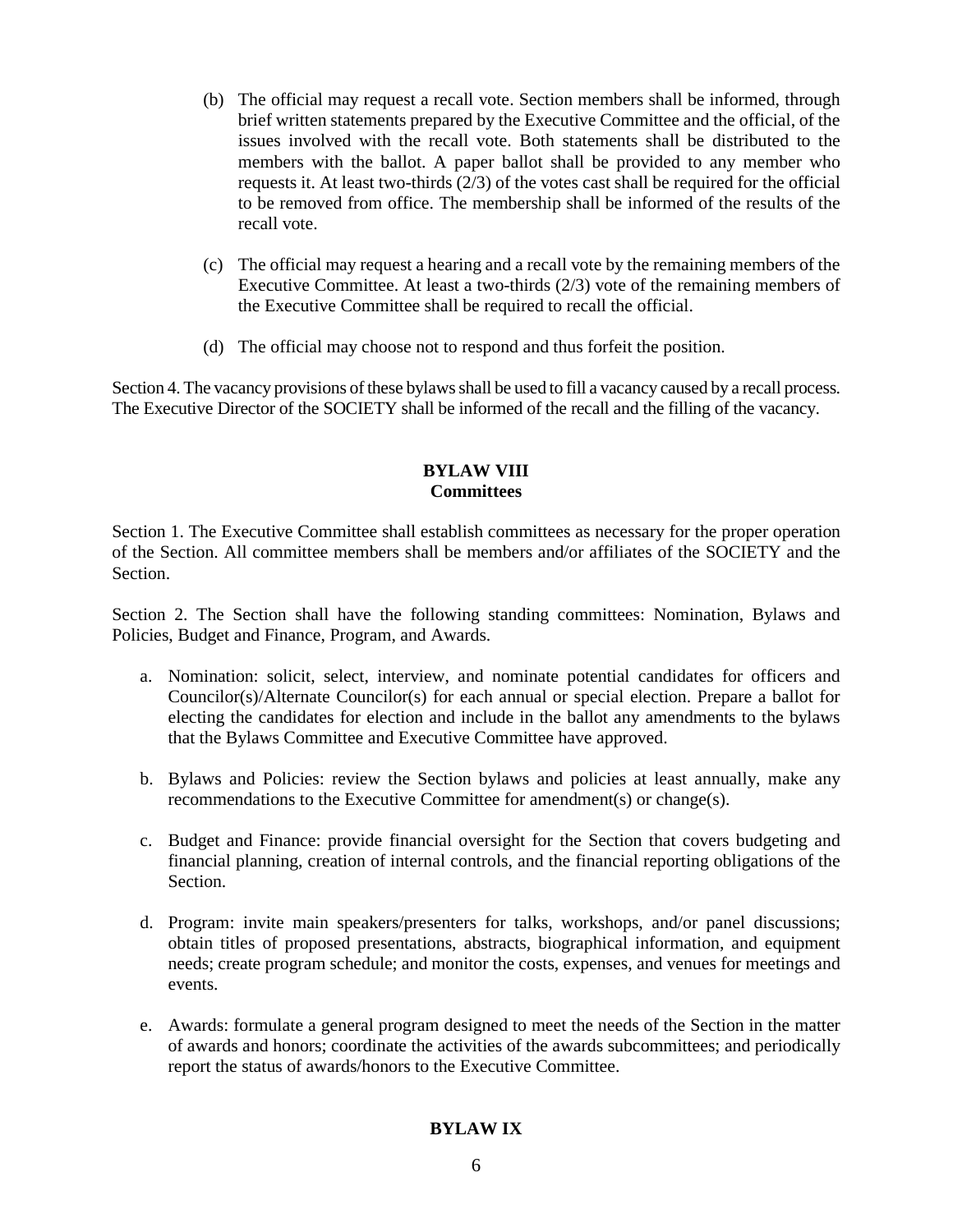(b) The official may request a recall vote. Section members shall be informed, through brief written statements prepared by the Executive Committee and the official, of the issues involved with the recall vote. Both statements shall be distributed to the members with the ballot. A paper ballot shall be provided to any member who requests it. At least two-thirds (2/3) of the votes cast shall be required for the official to be removed from office. The membership shall be informed of the results of the recall vote.

(c) The official may request a hearing and a recall vote by the remaining members of the Executive Committee. At least a two-thirds (2/3) vote of the remaining members of the Executive Committee shall be required to recall the official.

(d) The official may choose not to respond and thus forfeit the position.

Section 4. The vacancy provisions of these bylaws shall be used to fill a vacancy caused by a recall process. The Executive Director of the SOCIETY shall be informed of the recall and the filling of the vacancy.

## BYLAW VIII
## Committees

Section 1. The Executive Committee shall establish committees as necessary for the proper operation of the Section. All committee members shall be members and/or affiliates of the SOCIETY and the Section.

Section 2. The Section shall have the following standing committees: Nomination, Bylaws and Policies, Budget and Finance, Program, and Awards.

a. Nomination: solicit, select, interview, and nominate potential candidates for officers and Councilor(s)/Alternate Councilor(s) for each annual or special election. Prepare a ballot for electing the candidates for election and include in the ballot any amendments to the bylaws that the Bylaws Committee and Executive Committee have approved.

b. Bylaws and Policies: review the Section bylaws and policies at least annually, make any recommendations to the Executive Committee for amendment(s) or change(s).

c. Budget and Finance: provide financial oversight for the Section that covers budgeting and financial planning, creation of internal controls, and the financial reporting obligations of the Section.

d. Program: invite main speakers/presenters for talks, workshops, and/or panel discussions; obtain titles of proposed presentations, abstracts, biographical information, and equipment needs; create program schedule; and monitor the costs, expenses, and venues for meetings and events.

e. Awards: formulate a general program designed to meet the needs of the Section in the matter of awards and honors; coordinate the activities of the awards subcommittees; and periodically report the status of awards/honors to the Executive Committee.

## BYLAW IX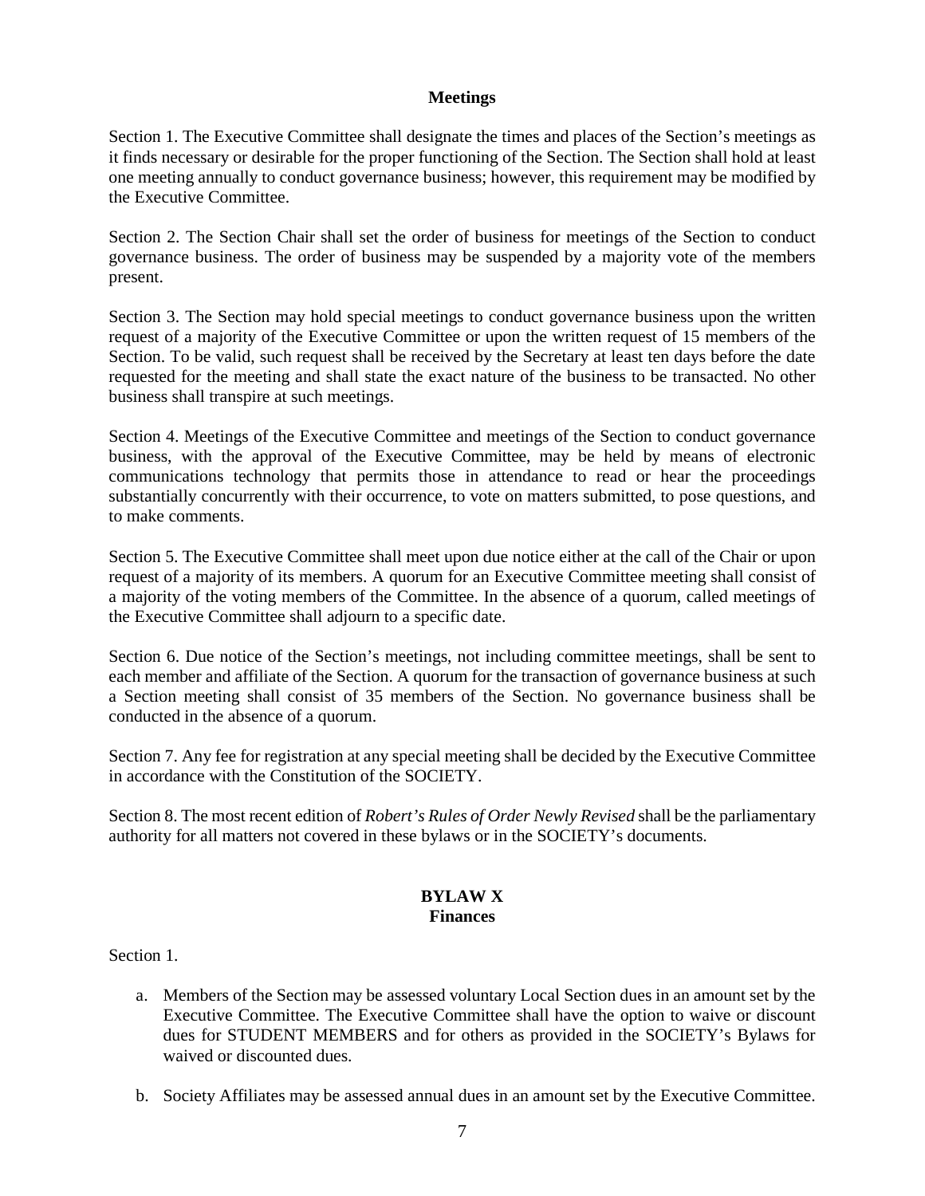**Meetings**

Section 1. The Executive Committee shall designate the times and places of the Section's meetings as it finds necessary or desirable for the proper functioning of the Section. The Section shall hold at least one meeting annually to conduct governance business; however, this requirement may be modified by the Executive Committee.

Section 2. The Section Chair shall set the order of business for meetings of the Section to conduct governance business. The order of business may be suspended by a majority vote of the members present.

Section 3. The Section may hold special meetings to conduct governance business upon the written request of a majority of the Executive Committee or upon the written request of 15 members of the Section. To be valid, such request shall be received by the Secretary at least ten days before the date requested for the meeting and shall state the exact nature of the business to be transacted. No other business shall transpire at such meetings.

Section 4. Meetings of the Executive Committee and meetings of the Section to conduct governance business, with the approval of the Executive Committee, may be held by means of electronic communications technology that permits those in attendance to read or hear the proceedings substantially concurrently with their occurrence, to vote on matters submitted, to pose questions, and to make comments.

Section 5. The Executive Committee shall meet upon due notice either at the call of the Chair or upon request of a majority of its members. A quorum for an Executive Committee meeting shall consist of a majority of the voting members of the Committee. In the absence of a quorum, called meetings of the Executive Committee shall adjourn to a specific date.

Section 6. Due notice of the Section's meetings, not including committee meetings, shall be sent to each member and affiliate of the Section. A quorum for the transaction of governance business at such a Section meeting shall consist of 35 members of the Section. No governance business shall be conducted in the absence of a quorum.

Section 7. Any fee for registration at any special meeting shall be decided by the Executive Committee in accordance with the Constitution of the SOCIETY.

Section 8. The most recent edition of *Robert's Rules of Order Newly Revised* shall be the parliamentary authority for all matters not covered in these bylaws or in the SOCIETY's documents.

## BYLAW X
**Finances**

Section 1.

a. Members of the Section may be assessed voluntary Local Section dues in an amount set by the Executive Committee. The Executive Committee shall have the option to waive or discount dues for STUDENT MEMBERS and for others as provided in the SOCIETY's Bylaws for waived or discounted dues.

b. Society Affiliates may be assessed annual dues in an amount set by the Executive Committee.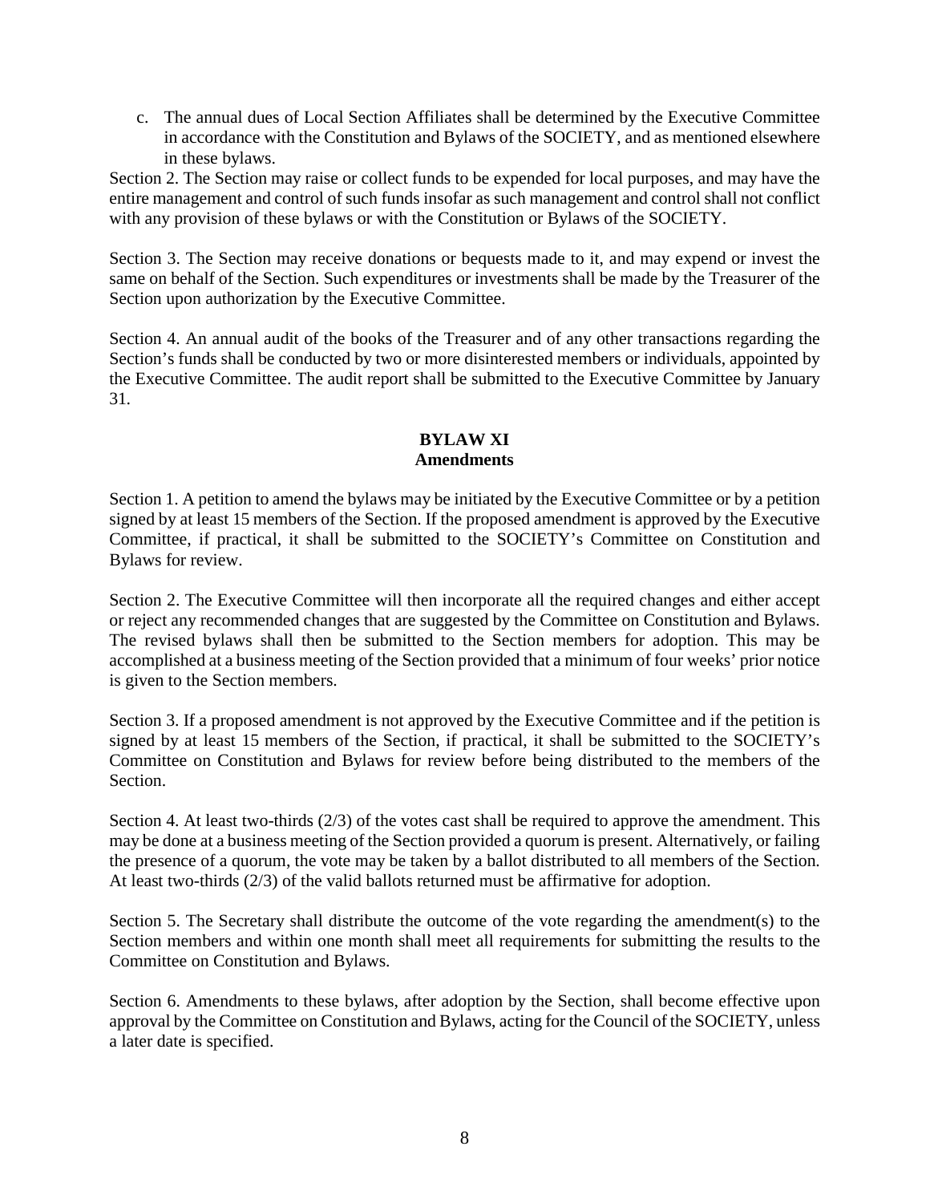c. The annual dues of Local Section Affiliates shall be determined by the Executive Committee in accordance with the Constitution and Bylaws of the SOCIETY, and as mentioned elsewhere in these bylaws.

Section 2. The Section may raise or collect funds to be expended for local purposes, and may have the entire management and control of such funds insofar as such management and control shall not conflict with any provision of these bylaws or with the Constitution or Bylaws of the SOCIETY.

Section 3. The Section may receive donations or bequests made to it, and may expend or invest the same on behalf of the Section. Such expenditures or investments shall be made by the Treasurer of the Section upon authorization by the Executive Committee.

Section 4. An annual audit of the books of the Treasurer and of any other transactions regarding the Section's funds shall be conducted by two or more disinterested members or individuals, appointed by the Executive Committee. The audit report shall be submitted to the Executive Committee by January 31.

## BYLAW XI
## Amendments

Section 1. A petition to amend the bylaws may be initiated by the Executive Committee or by a petition signed by at least 15 members of the Section. If the proposed amendment is approved by the Executive Committee, if practical, it shall be submitted to the SOCIETY's Committee on Constitution and Bylaws for review.

Section 2. The Executive Committee will then incorporate all the required changes and either accept or reject any recommended changes that are suggested by the Committee on Constitution and Bylaws. The revised bylaws shall then be submitted to the Section members for adoption. This may be accomplished at a business meeting of the Section provided that a minimum of four weeks' prior notice is given to the Section members.

Section 3. If a proposed amendment is not approved by the Executive Committee and if the petition is signed by at least 15 members of the Section, if practical, it shall be submitted to the SOCIETY's Committee on Constitution and Bylaws for review before being distributed to the members of the Section.

Section 4. At least two-thirds (2/3) of the votes cast shall be required to approve the amendment. This may be done at a business meeting of the Section provided a quorum is present. Alternatively, or failing the presence of a quorum, the vote may be taken by a ballot distributed to all members of the Section. At least two-thirds (2/3) of the valid ballots returned must be affirmative for adoption.

Section 5. The Secretary shall distribute the outcome of the vote regarding the amendment(s) to the Section members and within one month shall meet all requirements for submitting the results to the Committee on Constitution and Bylaws.

Section 6. Amendments to these bylaws, after adoption by the Section, shall become effective upon approval by the Committee on Constitution and Bylaws, acting for the Council of the SOCIETY, unless a later date is specified.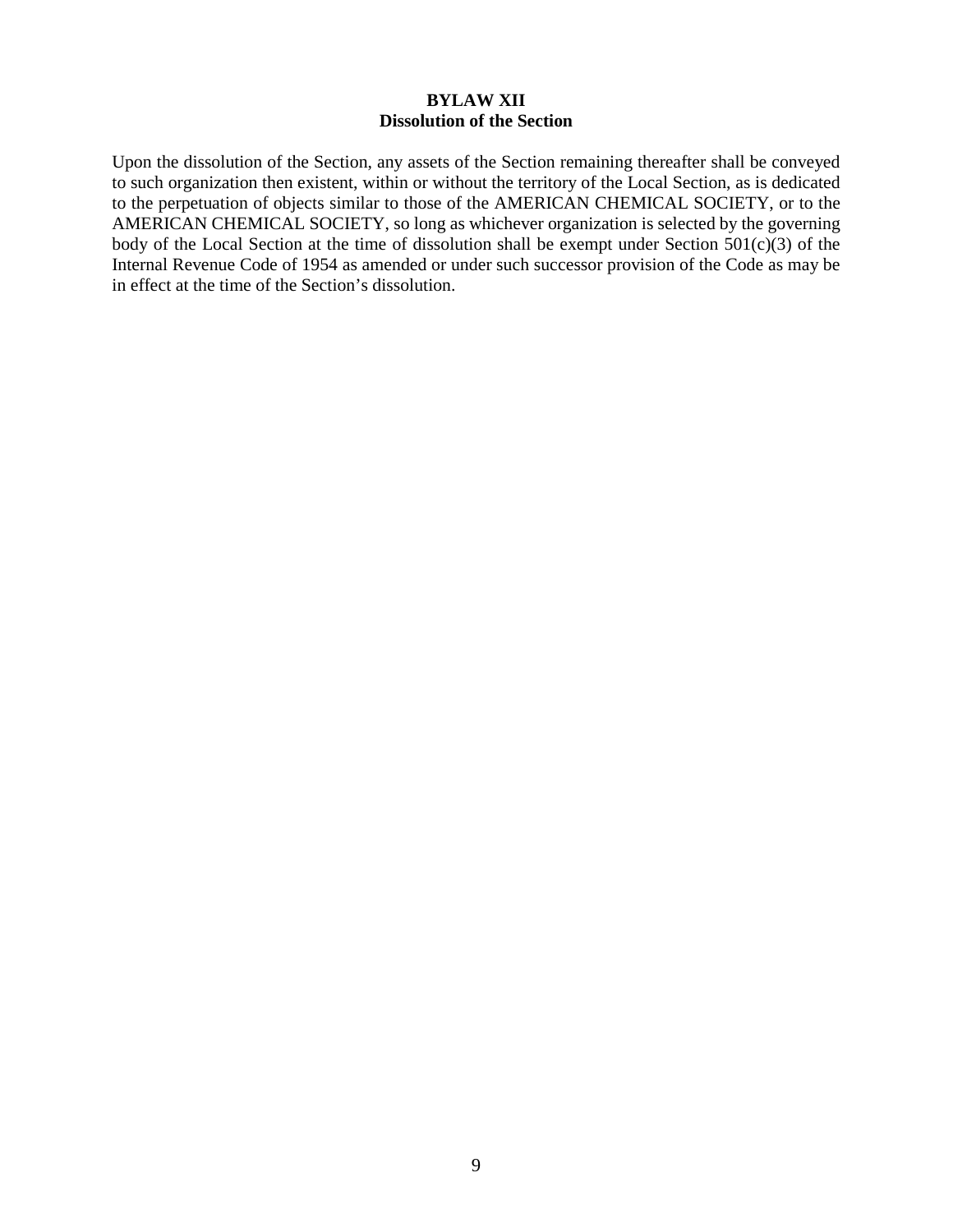**BYLAW XII**
**Dissolution of the Section**

Upon the dissolution of the Section, any assets of the Section remaining thereafter shall be conveyed to such organization then existent, within or without the territory of the Local Section, as is dedicated to the perpetuation of objects similar to those of the AMERICAN CHEMICAL SOCIETY, or to the AMERICAN CHEMICAL SOCIETY, so long as whichever organization is selected by the governing body of the Local Section at the time of dissolution shall be exempt under Section 501(c)(3) of the Internal Revenue Code of 1954 as amended or under such successor provision of the Code as may be in effect at the time of the Section's dissolution.